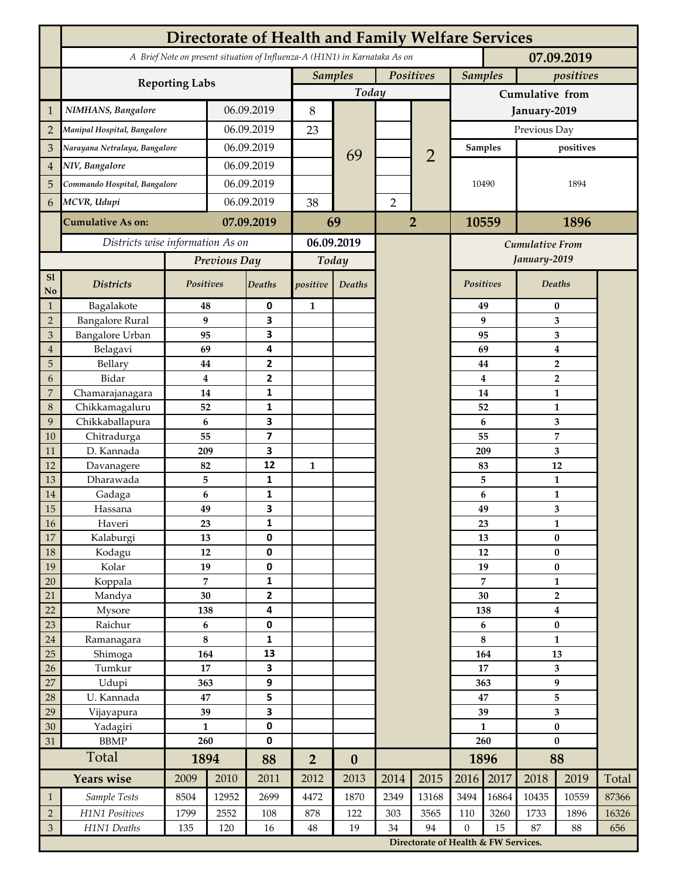# Directorate of Health and Family Welfare Services

*A Brief Note on present situation of Influenza-A (H1N1) in Karnataka As on* **07.09.2019**

| | Reporting Labs | | Samples Today | | Positives Today | | Samples (Cumulative from January-2019, Previous Day) | positives (Cumulative from January-2019, Previous Day) |
|---|---|---|---|---|---|---|---|---|
| 1 | NIMHANS, Bangalore | 06.09.2019 | 8 | 69 | | 2 | 10490 | 1894 |
| 2 | Manipal Hospital, Bangalore | 06.09.2019 | 23 | | | | | |
| 3 | Narayana Netralaya, Bangalore | 06.09.2019 | | | | | | |
| 4 | NIV, Bangalore | 06.09.2019 | | | | | | |
| 5 | Commando Hospital, Bangalore | 06.09.2019 | | | | | | |
| 6 | MCVR, Udupi | 06.09.2019 | 38 | | 2 | | | |
| | **Cumulative As on:** | **07.09.2019** | **69** | | **2** | | **10559** | **1896** |

*Districts wise information As on* **06.09.2019**

| Sl No | Districts | Previous Day Positives | Previous Day Deaths | Today positive | Today Deaths | Cumulative From January-2019 Positives | Cumulative From January-2019 Deaths |
|---|---|---|---|---|---|---|---|
| 1 | Bagalakote | 48 | 0 | 1 | | 49 | 0 |
| 2 | Bangalore Rural | 9 | 3 | | | 9 | 3 |
| 3 | Bangalore Urban | 95 | 3 | | | 95 | 3 |
| 4 | Belagavi | 69 | 4 | | | 69 | 4 |
| 5 | Bellary | 44 | 2 | | | 44 | 2 |
| 6 | Bidar | 4 | 2 | | | 4 | 2 |
| 7 | Chamarajanagara | 14 | 1 | | | 14 | 1 |
| 8 | Chikkamagaluru | 52 | 1 | | | 52 | 1 |
| 9 | Chikkaballapura | 6 | 3 | | | 6 | 3 |
| 10 | Chitradurga | 55 | 7 | | | 55 | 7 |
| 11 | D. Kannada | 209 | 3 | | | 209 | 3 |
| 12 | Davanagere | 82 | 12 | 1 | | 83 | 12 |
| 13 | Dharawada | 5 | 1 | | | 5 | 1 |
| 14 | Gadaga | 6 | 1 | | | 6 | 1 |
| 15 | Hassana | 49 | 3 | | | 49 | 3 |
| 16 | Haveri | 23 | 1 | | | 23 | 1 |
| 17 | Kalaburgi | 13 | 0 | | | 13 | 0 |
| 18 | Kodagu | 12 | 0 | | | 12 | 0 |
| 19 | Kolar | 19 | 0 | | | 19 | 0 |
| 20 | Koppala | 7 | 1 | | | 7 | 1 |
| 21 | Mandya | 30 | 2 | | | 30 | 2 |
| 22 | Mysore | 138 | 4 | | | 138 | 4 |
| 23 | Raichur | 6 | 0 | | | 6 | 0 |
| 24 | Ramanagara | 8 | 1 | | | 8 | 1 |
| 25 | Shimoga | 164 | 13 | | | 164 | 13 |
| 26 | Tumkur | 17 | 3 | | | 17 | 3 |
| 27 | Udupi | 363 | 9 | | | 363 | 9 |
| 28 | U. Kannada | 47 | 5 | | | 47 | 5 |
| 29 | Vijayapura | 39 | 3 | | | 39 | 3 |
| 30 | Yadagiri | 1 | 0 | | | 1 | 0 |
| 31 | BBMP | 260 | 0 | | | 260 | 0 |
| | **Total** | **1894** | **88** | **2** | **0** | **1896** | **88** |

| | Years wise | 2009 | 2010 | 2011 | 2012 | 2013 | 2014 | 2015 | 2016 | 2017 | 2018 | 2019 | Total |
|---|---|---|---|---|---|---|---|---|---|---|---|---|---|
| 1 | Sample Tests | 8504 | 12952 | 2699 | 4472 | 1870 | 2349 | 13168 | 3494 | 16864 | 10435 | 10559 | 87366 |
| 2 | H1N1 Positives | 1799 | 2552 | 108 | 878 | 122 | 303 | 3565 | 110 | 3260 | 1733 | 1896 | 16326 |
| 3 | H1N1 Deaths | 135 | 120 | 16 | 48 | 19 | 34 | 94 | 0 | 15 | 87 | 88 | 656 |

**Directorate of Health & FW Services.**